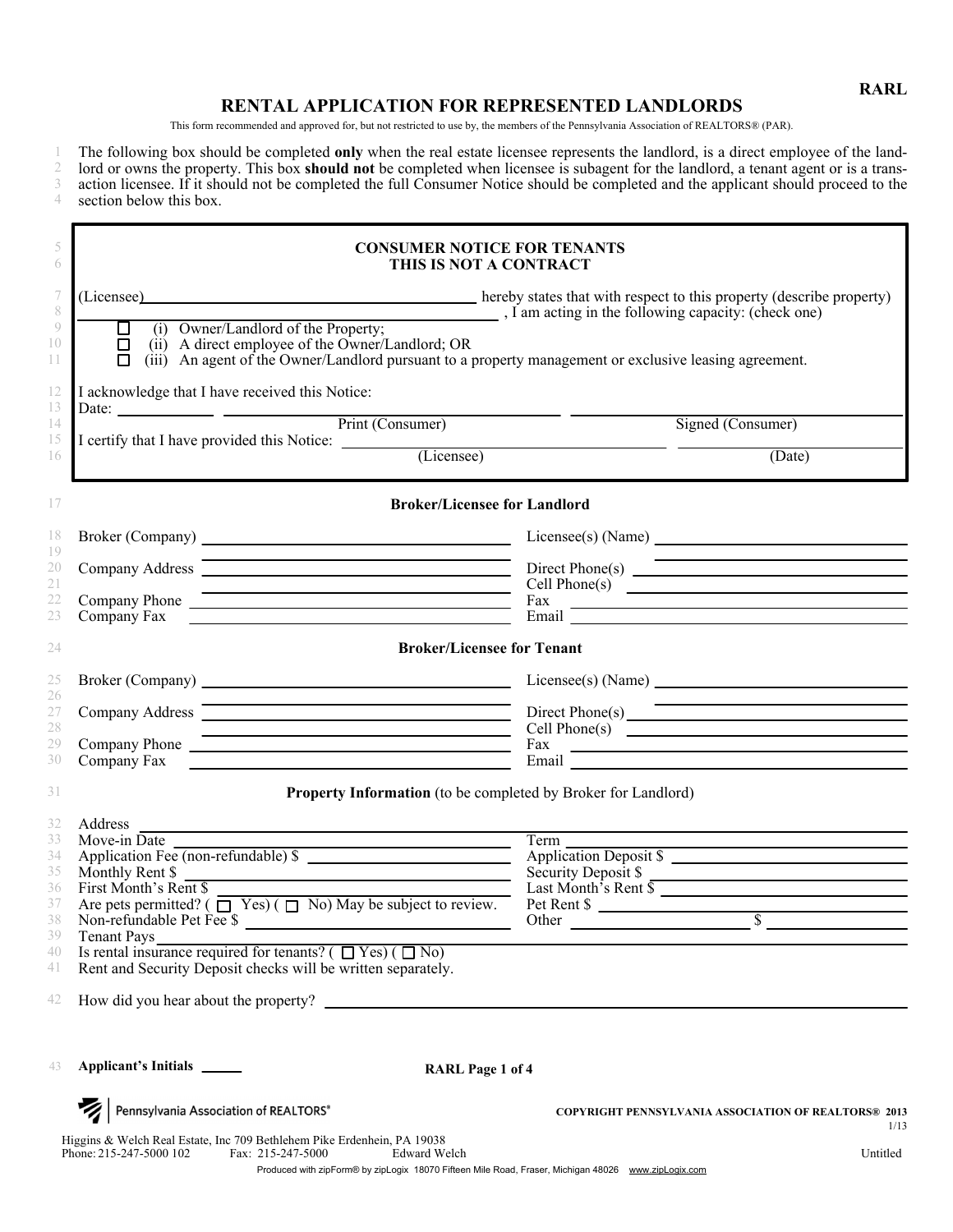RARL

# RENTAL APPLICATION FOR REPRESENTED LANDLORDS

This form recommended and approved for, but not restricted to use by, the members of the Pennsylvania Association of REALTORS® (PAR).

The following box should be completed **only** when the real estate licensee represents the landlord, is a direct employee of the landlord or owns the property. This box **should not** be completed when licensee is subagent for the landlord, a tenant agent or is a transaction licensee. If it should not be completed the full Consumer Notice should be completed and the applicant should proceed to the section below this box.

---

**CONSUMER NOTICE FOR TENANTS**
**THIS IS NOT A CONTRACT**

(Licensee)__________________________ hereby states that with respect to this property (describe property) __________________________, I am acting in the following capacity: (check one)

- ☐ (i) Owner/Landlord of the Property;
- ☐ (ii) A direct employee of the Owner/Landlord; OR
- ☐ (iii) An agent of the Owner/Landlord pursuant to a property management or exclusive leasing agreement.

I acknowledge that I have received this Notice:

Date: __________ __________________________ __________________________
Print (Consumer) Signed (Consumer)

I certify that I have provided this Notice: __________________________ __________
(Licensee) (Date)

---

**Broker/Licensee for Landlord**

Broker (Company) __________________________ Licensee(s) (Name) __________________________

Company Address __________________________ Direct Phone(s) __________________________

Cell Phone(s) __________________________

Company Phone __________________________ Fax __________________________

Company Fax __________________________ Email __________________________

**Broker/Licensee for Tenant**

Broker (Company) __________________________ Licensee(s) (Name) __________________________

Company Address __________________________ Direct Phone(s) __________________________

Cell Phone(s) __________________________

Company Phone __________________________ Fax __________________________

Company Fax __________________________ Email __________________________

**Property Information** (to be completed by Broker for Landlord)

Address __________________________

Move-in Date __________________________ Term __________________________

Application Fee (non-refundable) $ __________ Application Deposit $ __________

Monthly Rent $ __________ Security Deposit $ __________

First Month's Rent $ __________ Last Month's Rent $ __________

Are pets permitted? ( ☐ Yes) ( ☐ No) May be subject to review. Pet Rent $ __________

Non-refundable Pet Fee $ __________ Other __________ $ __________

Tenant Pays __________________________

Is rental insurance required for tenants? ( ☐ Yes) ( ☐ No)

Rent and Security Deposit checks will be written separately.

How did you hear about the property? __________________________

**Applicant's Initials** ______

COPYRIGHT PENNSYLVANIA ASSOCIATION OF REALTORS® 2013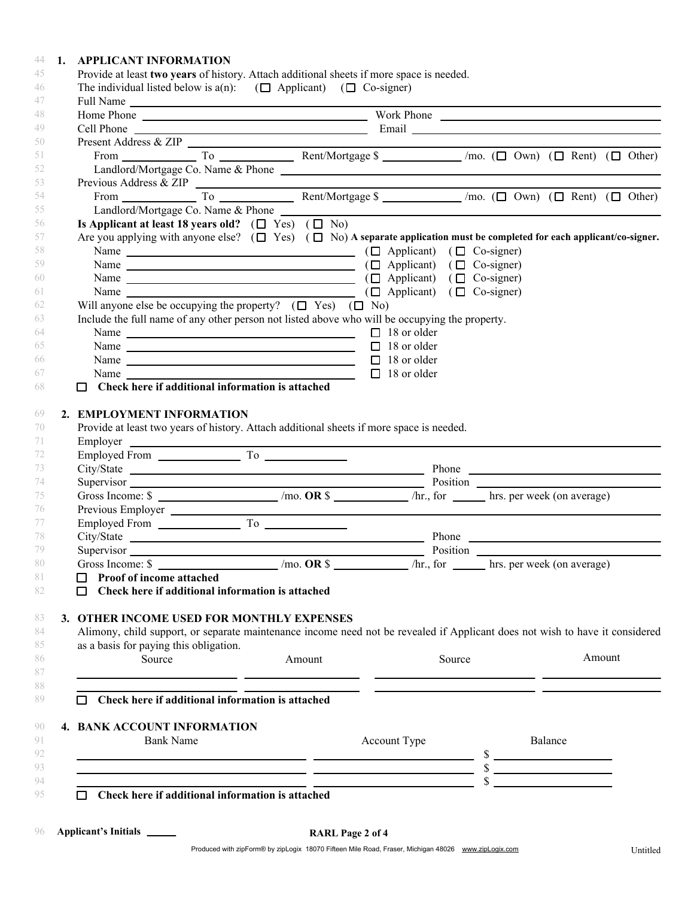## 1. APPLICANT INFORMATION

Provide at least **two years** of history. Attach additional sheets if more space is needed.

The individual listed below is a(n): (☐ Applicant) (☐ Co-signer)

Full Name ______________________________

Home Phone ______________________ Work Phone ______________________

Cell Phone ______________________ Email ______________________

Present Address & ZIP ______________________________

From __________ To __________ Rent/Mortgage $ __________ /mo. (☐ Own) (☐ Rent) (☐ Other)

Landlord/Mortgage Co. Name & Phone ______________________________

Previous Address & ZIP ______________________________

From __________ To __________ Rent/Mortgage $ __________ /mo. (☐ Own) (☐ Rent) (☐ Other)

Landlord/Mortgage Co. Name & Phone ______________________________

**Is Applicant at least 18 years old?** (☐ Yes) (☐ No)

Are you applying with anyone else? (☐ Yes) (☐ No) **A separate application must be completed for each applicant/co-signer.**

Name ______________________ (☐ Applicant) (☐ Co-signer)

Name ______________________ (☐ Applicant) (☐ Co-signer)

Name ______________________ (☐ Applicant) (☐ Co-signer)

Name ______________________ (☐ Applicant) (☐ Co-signer)

Will anyone else be occupying the property? (☐ Yes) (☐ No)

Include the full name of any other person not listed above who will be occupying the property.

Name ______________________ ☐ 18 or older

Name ______________________ ☐ 18 or older

Name ______________________ ☐ 18 or older

Name ______________________ ☐ 18 or older

☐ **Check here if additional information is attached**

## 2. EMPLOYMENT INFORMATION

Provide at least two years of history. Attach additional sheets if more space is needed.

Employer ______________________________

Employed From __________ To __________

City/State ______________________ Phone ______________________

Supervisor ______________________ Position ______________________

Gross Income: $ __________ /mo. **OR** $ __________ /hr., for ______ hrs. per week (on average)

Previous Employer ______________________________

Employed From __________ To __________

City/State ______________________ Phone ______________________

Supervisor ______________________ Position ______________________

Gross Income: $ __________ /mo. **OR** $ __________ /hr., for ______ hrs. per week (on average)

☐ **Proof of income attached**

☐ **Check here if additional information is attached**

## 3. OTHER INCOME USED FOR MONTHLY EXPENSES

Alimony, child support, or separate maintenance income need not be revealed if Applicant does not wish to have it considered as a basis for paying this obligation.

| Source | Amount | Source | Amount |
|---|---|---|---|
| | | | |
| | | | |

☐ **Check here if additional information is attached**

## 4. BANK ACCOUNT INFORMATION

| Bank Name | Account Type | Balance |
|---|---|---|
| | | $ |
| | | $ |
| | | $ |

☐ **Check here if additional information is attached**

**Applicant's Initials** ______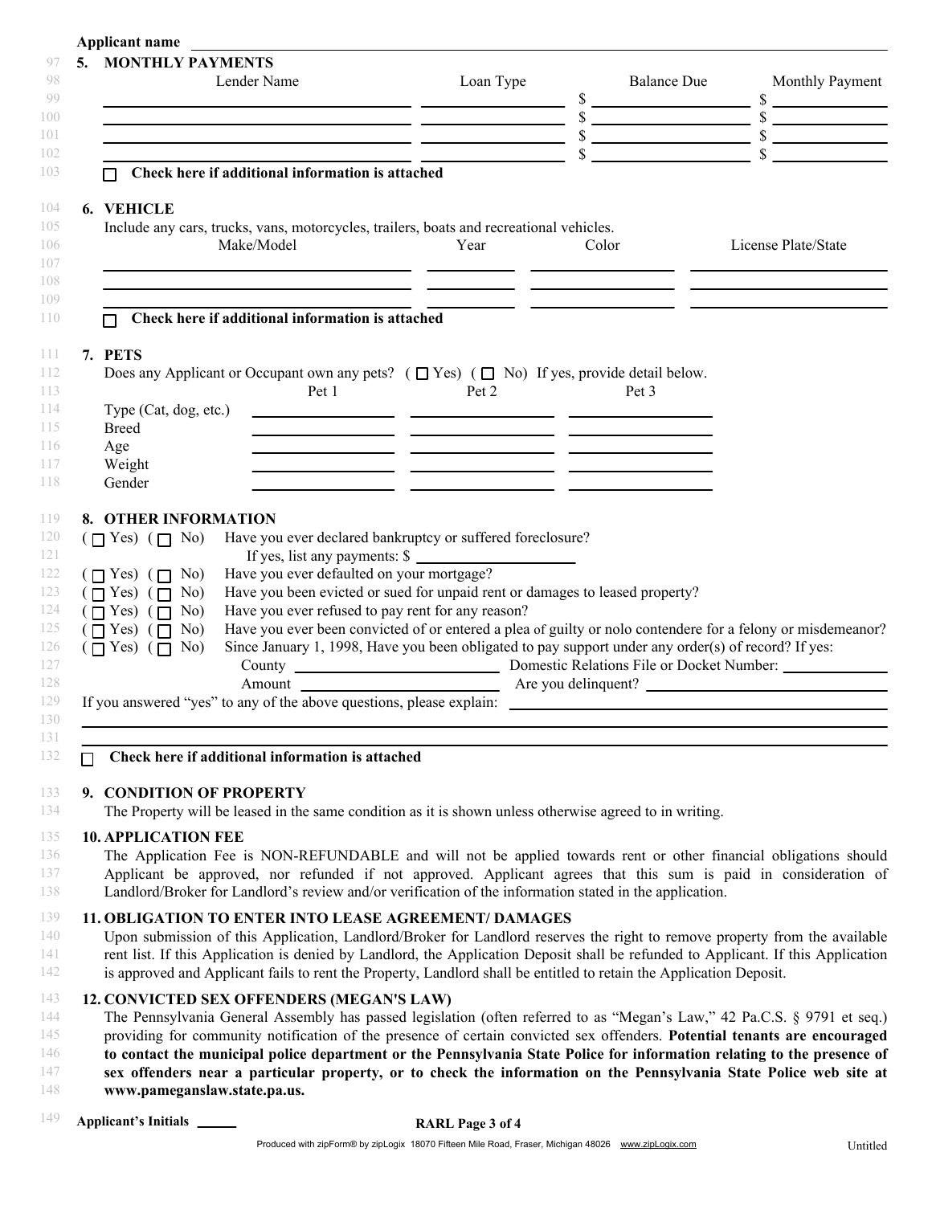Applicant name \_\_\_\_\_\_\_\_\_\_\_\_\_\_\_\_\_\_\_\_\_\_\_\_\_\_\_\_\_\_\_\_\_\_\_\_\_\_\_\_

## 5. MONTHLY PAYMENTS

| Lender Name | Loan Type | Balance Due | Monthly Payment |
|---|---|---|---|
| | | $ | $ |
| | | $ | $ |
| | | $ | $ |
| | | $ | $ |

☐ **Check here if additional information is attached**

## 6. VEHICLE

Include any cars, trucks, vans, motorcycles, trailers, boats and recreational vehicles.

| Make/Model | Year | Color | License Plate/State |
|---|---|---|---|
| | | | |
| | | | |
| | | | |

☐ **Check here if additional information is attached**

## 7. PETS

Does any Applicant or Occupant own any pets? ( ☐ Yes) ( ☐ No) If yes, provide detail below.

| | Pet 1 | Pet 2 | Pet 3 |
|---|---|---|---|
| Type (Cat, dog, etc.) | | | |
| Breed | | | |
| Age | | | |
| Weight | | | |
| Gender | | | |

## 8. OTHER INFORMATION

( ☐ Yes) ( ☐ No) Have you ever declared bankruptcy or suffered foreclosure?
If yes, list any payments: $ \_\_\_\_\_\_\_\_\_\_\_\_\_\_\_\_

( ☐ Yes) ( ☐ No) Have you ever defaulted on your mortgage?

( ☐ Yes) ( ☐ No) Have you been evicted or sued for unpaid rent or damages to leased property?

( ☐ Yes) ( ☐ No) Have you ever refused to pay rent for any reason?

( ☐ Yes) ( ☐ No) Have you ever been convicted of or entered a plea of guilty or nolo contendere for a felony or misdemeanor?

( ☐ Yes) ( ☐ No) Since January 1, 1998, Have you been obligated to pay support under any order(s) of record? If yes:
County \_\_\_\_\_\_\_\_\_\_\_\_\_\_\_\_ Domestic Relations File or Docket Number: \_\_\_\_\_\_\_\_\_\_\_\_
Amount \_\_\_\_\_\_\_\_\_\_\_\_\_\_\_\_ Are you delinquent? \_\_\_\_\_\_\_\_\_\_\_\_\_\_\_\_

If you answered "yes" to any of the above questions, please explain: \_\_\_\_\_\_\_\_\_\_\_\_\_\_\_\_\_\_\_\_\_\_\_\_

☐ **Check here if additional information is attached**

## 9. CONDITION OF PROPERTY

The Property will be leased in the same condition as it is shown unless otherwise agreed to in writing.

## 10. APPLICATION FEE

The Application Fee is NON-REFUNDABLE and will not be applied towards rent or other financial obligations should Applicant be approved, nor refunded if not approved. Applicant agrees that this sum is paid in consideration of Landlord/Broker for Landlord's review and/or verification of the information stated in the application.

## 11. OBLIGATION TO ENTER INTO LEASE AGREEMENT/ DAMAGES

Upon submission of this Application, Landlord/Broker for Landlord reserves the right to remove property from the available rent list. If this Application is denied by Landlord, the Application Deposit shall be refunded to Applicant. If this Application is approved and Applicant fails to rent the Property, Landlord shall be entitled to retain the Application Deposit.

## 12. CONVICTED SEX OFFENDERS (MEGAN'S LAW)

The Pennsylvania General Assembly has passed legislation (often referred to as "Megan's Law," 42 Pa.C.S. § 9791 et seq.) providing for community notification of the presence of certain convicted sex offenders. **Potential tenants are encouraged to contact the municipal police department or the Pennsylvania State Police for information relating to the presence of sex offenders near a particular property, or to check the information on the Pennsylvania State Police web site at www.pameganslaw.state.pa.us.**

**Applicant's Initials** \_\_\_\_\_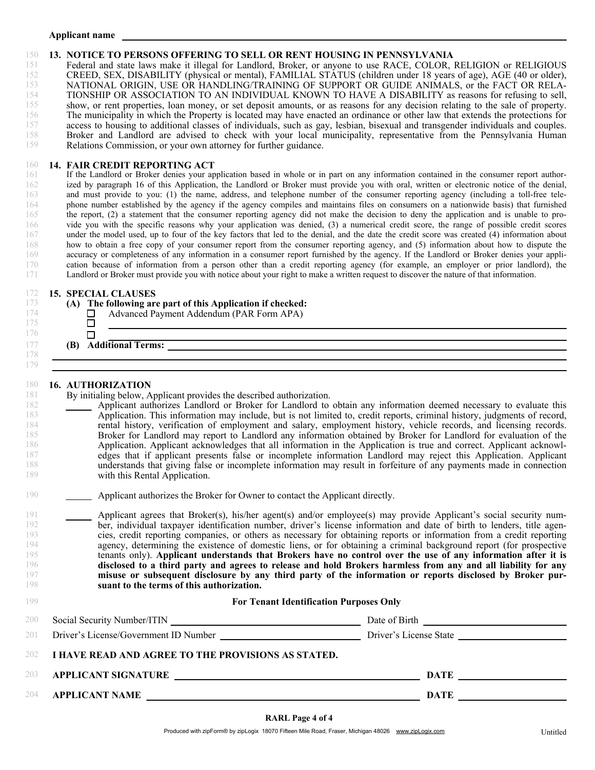Applicant name \_\_\_\_\_\_\_\_\_\_\_\_\_\_\_\_\_\_\_\_\_\_\_\_\_\_\_\_\_\_\_\_\_\_\_\_\_\_\_\_

## 13. NOTICE TO PERSONS OFFERING TO SELL OR RENT HOUSING IN PENNSYLVANIA

Federal and state laws make it illegal for Landlord, Broker, or anyone to use RACE, COLOR, RELIGION or RELIGIOUS CREED, SEX, DISABILITY (physical or mental), FAMILIAL STATUS (children under 18 years of age), AGE (40 or older), NATIONAL ORIGIN, USE OR HANDLING/TRAINING OF SUPPORT OR GUIDE ANIMALS, or the FACT OR RELATIONSHIP OR ASSOCIATION TO AN INDIVIDUAL KNOWN TO HAVE A DISABILITY as reasons for refusing to sell, show, or rent properties, loan money, or set deposit amounts, or as reasons for any decision relating to the sale of property. The municipality in which the Property is located may have enacted an ordinance or other law that extends the protections for access to housing to additional classes of individuals, such as gay, lesbian, bisexual and transgender individuals and couples. Broker and Landlord are advised to check with your local municipality, representative from the Pennsylvania Human Relations Commission, or your own attorney for further guidance.

## 14. FAIR CREDIT REPORTING ACT

If the Landlord or Broker denies your application based in whole or in part on any information contained in the consumer report authorized by paragraph 16 of this Application, the Landlord or Broker must provide you with oral, written or electronic notice of the denial, and must provide to you: (1) the name, address, and telephone number of the consumer reporting agency (including a toll-free telephone number established by the agency if the agency compiles and maintains files on consumers on a nationwide basis) that furnished the report, (2) a statement that the consumer reporting agency did not make the decision to deny the application and is unable to provide you with the specific reasons why your application was denied, (3) a numerical credit score, the range of possible credit scores under the model used, up to four of the key factors that led to the denial, and the date the credit score was created (4) information about how to obtain a free copy of your consumer report from the consumer reporting agency, and (5) information about how to dispute the accuracy or completeness of any information in a consumer report furnished by the agency. If the Landlord or Broker denies your application because of information from a person other than a credit reporting agency (for example, an employer or prior landlord), the Landlord or Broker must provide you with notice about your right to make a written request to discover the nature of that information.

## 15. SPECIAL CLAUSES

**(A) The following are part of this Application if checked:**

- ☐ Advanced Payment Addendum (PAR Form APA)
- ☐ \_\_\_\_\_\_\_\_\_\_\_\_\_\_\_\_\_\_\_\_\_\_\_\_\_\_\_\_\_\_\_\_\_\_\_\_\_\_\_\_
- ☐ \_\_\_\_\_\_\_\_\_\_\_\_\_\_\_\_\_\_\_\_\_\_\_\_\_\_\_\_\_\_\_\_\_\_\_\_\_\_\_\_

**(B) Additional Terms:** \_\_\_\_\_\_\_\_\_\_\_\_\_\_\_\_\_\_\_\_\_\_\_\_\_\_\_\_\_\_\_\_\_\_\_\_\_\_\_\_

## 16. AUTHORIZATION

By initialing below, Applicant provides the described authorization.

\_\_\_\_\_ Applicant authorizes Landlord or Broker for Landlord to obtain any information deemed necessary to evaluate this Application. This information may include, but is not limited to, credit reports, criminal history, judgments of record, rental history, verification of employment and salary, employment history, vehicle records, and licensing records. Broker for Landlord may report to Landlord any information obtained by Broker for Landlord for evaluation of the Application. Applicant acknowledges that all information in the Application is true and correct. Applicant acknowledges that if applicant presents false or incomplete information Landlord may reject this Application. Applicant understands that giving false or incomplete information may result in forfeiture of any payments made in connection with this Rental Application.

\_\_\_\_\_ Applicant authorizes the Broker for Owner to contact the Applicant directly.

\_\_\_\_\_ Applicant agrees that Broker(s), his/her agent(s) and/or employee(s) may provide Applicant's social security number, individual taxpayer identification number, driver's license information and date of birth to lenders, title agencies, credit reporting companies, or others as necessary for obtaining reports or information from a credit reporting agency, determining the existence of domestic liens, or for obtaining a criminal background report (for prospective tenants only). **Applicant understands that Brokers have no control over the use of any information after it is disclosed to a third party and agrees to release and hold Brokers harmless from any and all liability for any misuse or subsequent disclosure by any third party of the information or reports disclosed by Broker pursuant to the terms of this authorization.**

**For Tenant Identification Purposes Only**

Social Security Number/ITIN \_\_\_\_\_\_\_\_\_\_\_\_\_\_\_\_\_\_\_\_ Date of Birth \_\_\_\_\_\_\_\_\_\_\_\_\_\_\_\_\_\_\_\_

Driver's License/Government ID Number \_\_\_\_\_\_\_\_\_\_\_\_\_\_\_\_\_\_\_\_ Driver's License State \_\_\_\_\_\_\_\_\_\_\_\_\_\_\_\_\_\_\_\_

**I HAVE READ AND AGREE TO THE PROVISIONS AS STATED.**

**APPLICANT SIGNATURE** \_\_\_\_\_\_\_\_\_\_\_\_\_\_\_\_\_\_\_\_\_\_\_\_\_\_\_\_\_\_ **DATE** \_\_\_\_\_\_\_\_\_\_\_\_\_\_\_\_\_\_\_\_

**APPLICANT NAME** \_\_\_\_\_\_\_\_\_\_\_\_\_\_\_\_\_\_\_\_\_\_\_\_\_\_\_\_\_\_ **DATE** \_\_\_\_\_\_\_\_\_\_\_\_\_\_\_\_\_\_\_\_